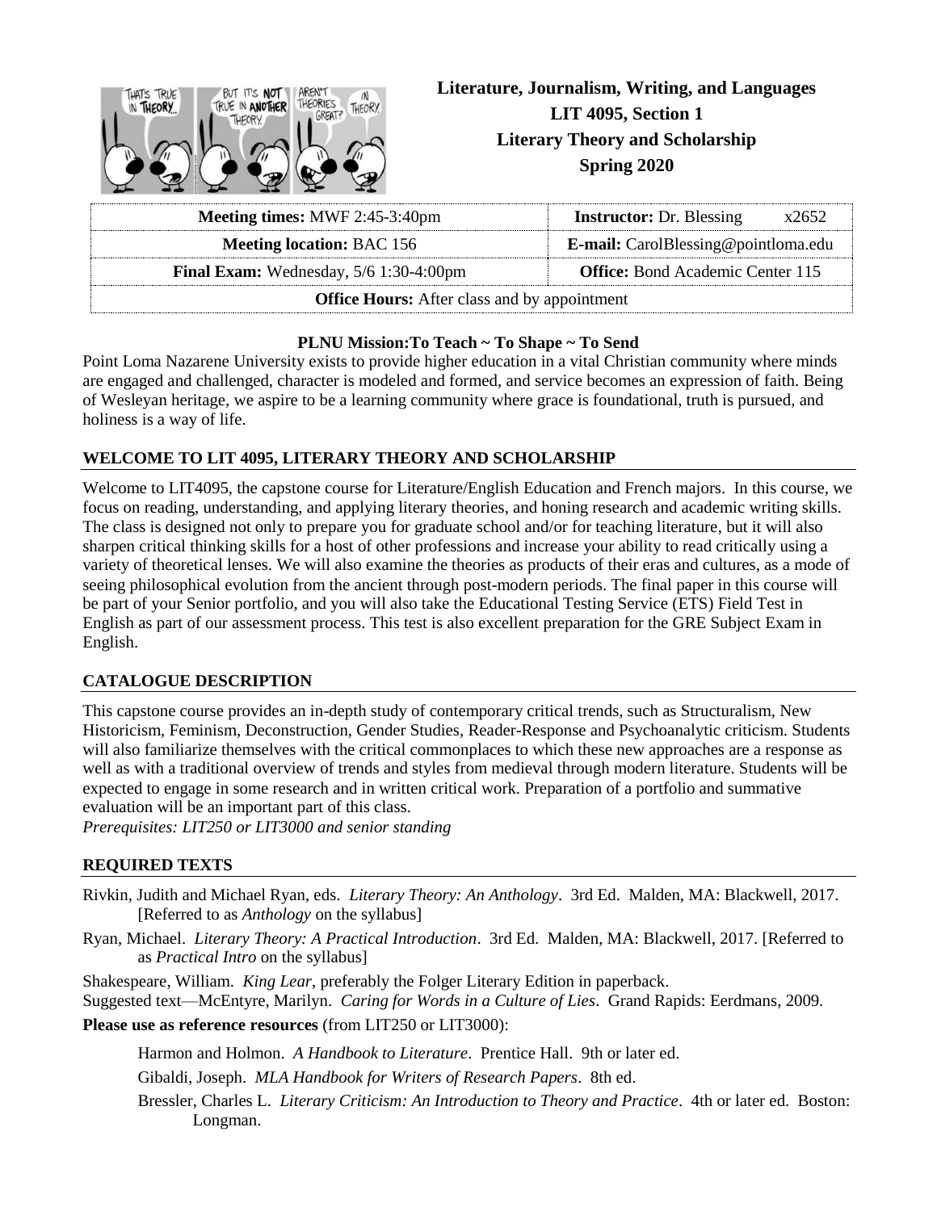# Literature, Journalism, Writing, and Languages
## LIT 4095, Section 1
## Literary Theory and Scholarship
## Spring 2020

| **Meeting times:** MWF 2:45-3:40pm | **Instructor:** Dr. Blessing x2652 |
|---|---|
| **Meeting location:** BAC 156 | **E-mail:** CarolBlessing@pointloma.edu |
| **Final Exam:** Wednesday, 5/6 1:30-4:00pm | **Office:** Bond Academic Center 115 |
| **Office Hours:** After class and by appointment | |

**PLNU Mission:To Teach ~ To Shape ~ To Send**

Point Loma Nazarene University exists to provide higher education in a vital Christian community where minds are engaged and challenged, character is modeled and formed, and service becomes an expression of faith. Being of Wesleyan heritage, we aspire to be a learning community where grace is foundational, truth is pursued, and holiness is a way of life.

### WELCOME TO LIT 4095, LITERARY THEORY AND SCHOLARSHIP

Welcome to LIT4095, the capstone course for Literature/English Education and French majors. In this course, we focus on reading, understanding, and applying literary theories, and honing research and academic writing skills. The class is designed not only to prepare you for graduate school and/or for teaching literature, but it will also sharpen critical thinking skills for a host of other professions and increase your ability to read critically using a variety of theoretical lenses. We will also examine the theories as products of their eras and cultures, as a mode of seeing philosophical evolution from the ancient through post-modern periods. The final paper in this course will be part of your Senior portfolio, and you will also take the Educational Testing Service (ETS) Field Test in English as part of our assessment process. This test is also excellent preparation for the GRE Subject Exam in English.

### CATALOGUE DESCRIPTION

This capstone course provides an in-depth study of contemporary critical trends, such as Structuralism, New Historicism, Feminism, Deconstruction, Gender Studies, Reader-Response and Psychoanalytic criticism. Students will also familiarize themselves with the critical commonplaces to which these new approaches are a response as well as with a traditional overview of trends and styles from medieval through modern literature. Students will be expected to engage in some research and in written critical work. Preparation of a portfolio and summative evaluation will be an important part of this class.

*Prerequisites: LIT250 or LIT3000 and senior standing*

### REQUIRED TEXTS

Rivkin, Judith and Michael Ryan, eds. *Literary Theory: An Anthology*. 3rd Ed. Malden, MA: Blackwell, 2017. [Referred to as *Anthology* on the syllabus]

Ryan, Michael. *Literary Theory: A Practical Introduction*. 3rd Ed. Malden, MA: Blackwell, 2017. [Referred to as *Practical Intro* on the syllabus]

Shakespeare, William. *King Lear*, preferably the Folger Literary Edition in paperback.

Suggested text—McEntyre, Marilyn. *Caring for Words in a Culture of Lies*. Grand Rapids: Eerdmans, 2009.

**Please use as reference resources** (from LIT250 or LIT3000):

Harmon and Holmon. *A Handbook to Literature*. Prentice Hall. 9th or later ed.

Gibaldi, Joseph. *MLA Handbook for Writers of Research Papers*. 8th ed.

Bressler, Charles L. *Literary Criticism: An Introduction to Theory and Practice*. 4th or later ed. Boston: Longman.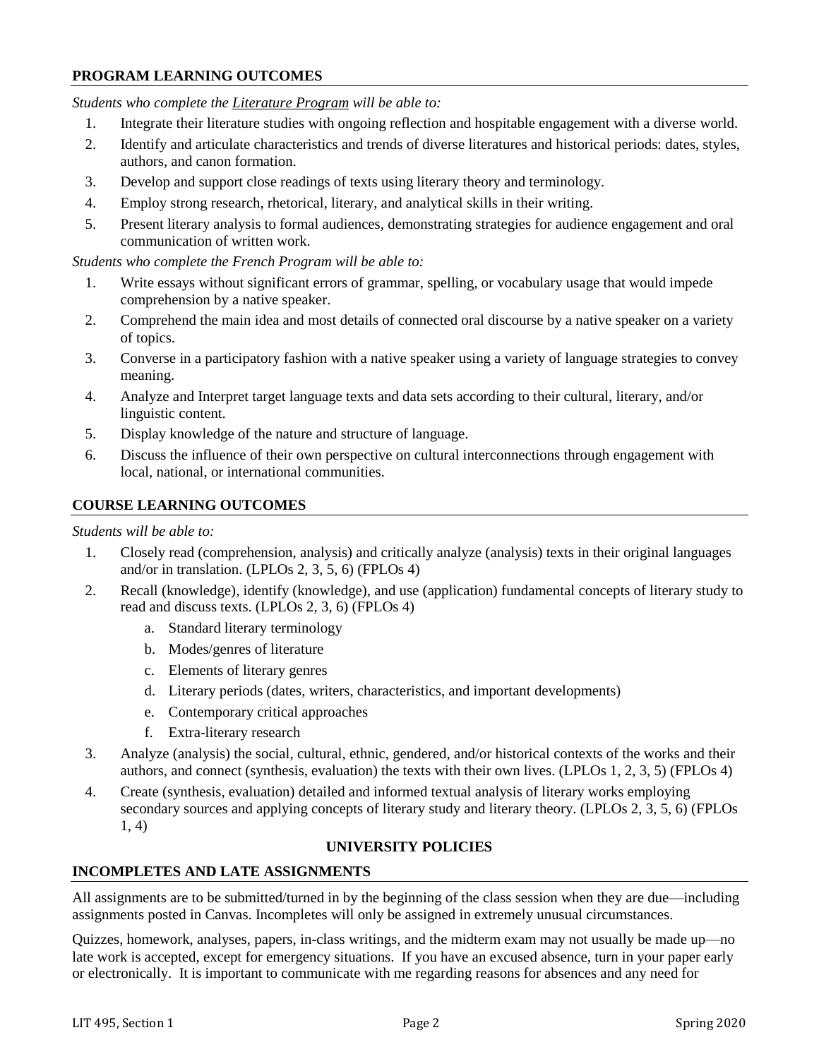## PROGRAM LEARNING OUTCOMES

*Students who complete the Literature Program will be able to:*

1. Integrate their literature studies with ongoing reflection and hospitable engagement with a diverse world.
2. Identify and articulate characteristics and trends of diverse literatures and historical periods: dates, styles, authors, and canon formation.
3. Develop and support close readings of texts using literary theory and terminology.
4. Employ strong research, rhetorical, literary, and analytical skills in their writing.
5. Present literary analysis to formal audiences, demonstrating strategies for audience engagement and oral communication of written work.

*Students who complete the French Program will be able to:*

1. Write essays without significant errors of grammar, spelling, or vocabulary usage that would impede comprehension by a native speaker.
2. Comprehend the main idea and most details of connected oral discourse by a native speaker on a variety of topics.
3. Converse in a participatory fashion with a native speaker using a variety of language strategies to convey meaning.
4. Analyze and Interpret target language texts and data sets according to their cultural, literary, and/or linguistic content.
5. Display knowledge of the nature and structure of language.
6. Discuss the influence of their own perspective on cultural interconnections through engagement with local, national, or international communities.

## COURSE LEARNING OUTCOMES

*Students will be able to:*

1. Closely read (comprehension, analysis) and critically analyze (analysis) texts in their original languages and/or in translation. (LPLOs 2, 3, 5, 6) (FPLOs 4)
2. Recall (knowledge), identify (knowledge), and use (application) fundamental concepts of literary study to read and discuss texts. (LPLOs 2, 3, 6) (FPLOs 4)
   a. Standard literary terminology
   b. Modes/genres of literature
   c. Elements of literary genres
   d. Literary periods (dates, writers, characteristics, and important developments)
   e. Contemporary critical approaches
   f. Extra-literary research
3. Analyze (analysis) the social, cultural, ethnic, gendered, and/or historical contexts of the works and their authors, and connect (synthesis, evaluation) the texts with their own lives. (LPLOs 1, 2, 3, 5) (FPLOs 4)
4. Create (synthesis, evaluation) detailed and informed textual analysis of literary works employing secondary sources and applying concepts of literary study and literary theory. (LPLOs 2, 3, 5, 6) (FPLOs 1, 4)

# UNIVERSITY POLICIES

## INCOMPLETES AND LATE ASSIGNMENTS

All assignments are to be submitted/turned in by the beginning of the class session when they are due—including assignments posted in Canvas. Incompletes will only be assigned in extremely unusual circumstances.

Quizzes, homework, analyses, papers, in-class writings, and the midterm exam may not usually be made up—no late work is accepted, except for emergency situations. If you have an excused absence, turn in your paper early or electronically. It is important to communicate with me regarding reasons for absences and any need for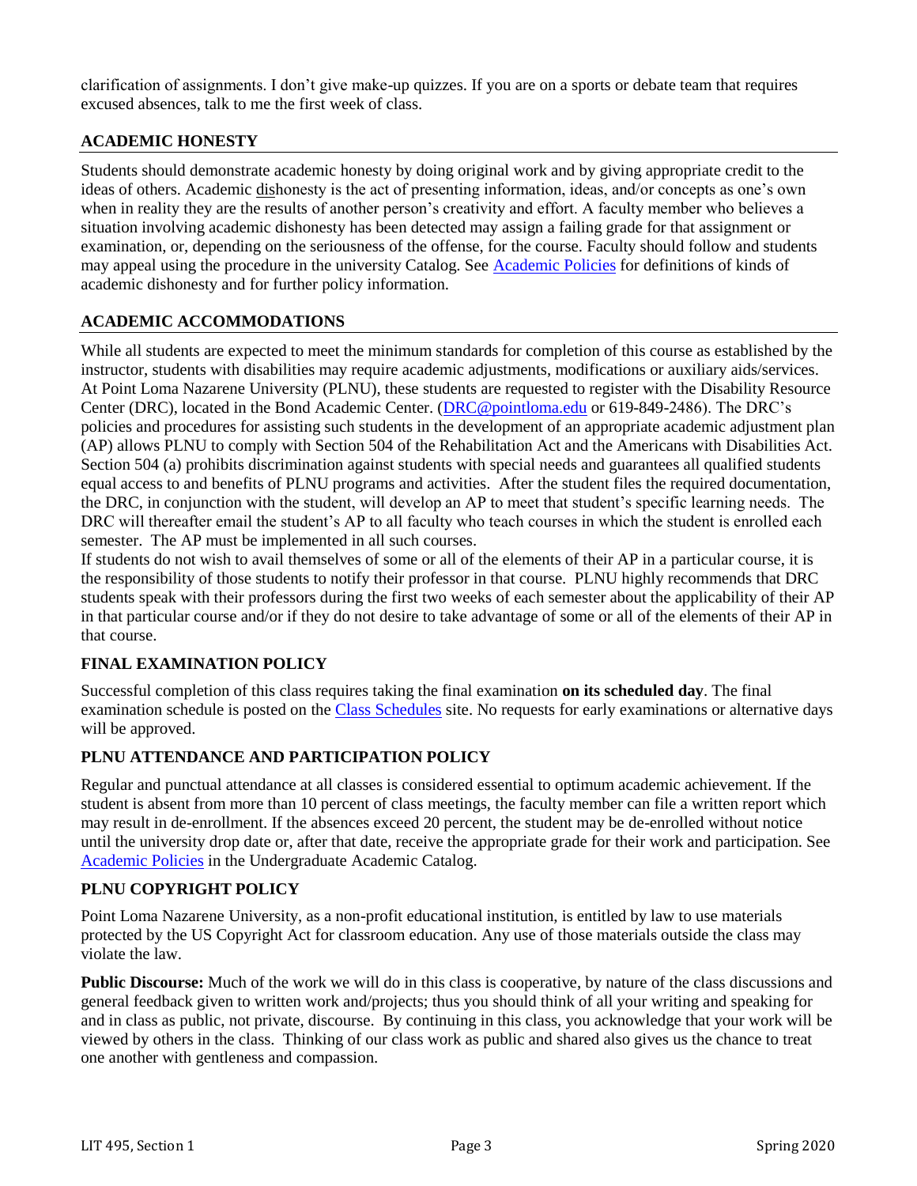clarification of assignments. I don't give make-up quizzes. If you are on a sports or debate team that requires excused absences, talk to me the first week of class.

## ACADEMIC HONESTY

Students should demonstrate academic honesty by doing original work and by giving appropriate credit to the ideas of others. Academic dishonesty is the act of presenting information, ideas, and/or concepts as one's own when in reality they are the results of another person's creativity and effort. A faculty member who believes a situation involving academic dishonesty has been detected may assign a failing grade for that assignment or examination, or, depending on the seriousness of the offense, for the course. Faculty should follow and students may appeal using the procedure in the university Catalog. See Academic Policies for definitions of kinds of academic dishonesty and for further policy information.

## ACADEMIC ACCOMMODATIONS

While all students are expected to meet the minimum standards for completion of this course as established by the instructor, students with disabilities may require academic adjustments, modifications or auxiliary aids/services. At Point Loma Nazarene University (PLNU), these students are requested to register with the Disability Resource Center (DRC), located in the Bond Academic Center. (DRC@pointloma.edu or 619-849-2486). The DRC's policies and procedures for assisting such students in the development of an appropriate academic adjustment plan (AP) allows PLNU to comply with Section 504 of the Rehabilitation Act and the Americans with Disabilities Act. Section 504 (a) prohibits discrimination against students with special needs and guarantees all qualified students equal access to and benefits of PLNU programs and activities. After the student files the required documentation, the DRC, in conjunction with the student, will develop an AP to meet that student's specific learning needs. The DRC will thereafter email the student's AP to all faculty who teach courses in which the student is enrolled each semester. The AP must be implemented in all such courses.

If students do not wish to avail themselves of some or all of the elements of their AP in a particular course, it is the responsibility of those students to notify their professor in that course. PLNU highly recommends that DRC students speak with their professors during the first two weeks of each semester about the applicability of their AP in that particular course and/or if they do not desire to take advantage of some or all of the elements of their AP in that course.

## FINAL EXAMINATION POLICY

Successful completion of this class requires taking the final examination **on its scheduled day**. The final examination schedule is posted on the Class Schedules site. No requests for early examinations or alternative days will be approved.

## PLNU ATTENDANCE AND PARTICIPATION POLICY

Regular and punctual attendance at all classes is considered essential to optimum academic achievement. If the student is absent from more than 10 percent of class meetings, the faculty member can file a written report which may result in de-enrollment. If the absences exceed 20 percent, the student may be de-enrolled without notice until the university drop date or, after that date, receive the appropriate grade for their work and participation. See Academic Policies in the Undergraduate Academic Catalog.

## PLNU COPYRIGHT POLICY

Point Loma Nazarene University, as a non-profit educational institution, is entitled by law to use materials protected by the US Copyright Act for classroom education. Any use of those materials outside the class may violate the law.

**Public Discourse:** Much of the work we will do in this class is cooperative, by nature of the class discussions and general feedback given to written work and/projects; thus you should think of all your writing and speaking for and in class as public, not private, discourse. By continuing in this class, you acknowledge that your work will be viewed by others in the class. Thinking of our class work as public and shared also gives us the chance to treat one another with gentleness and compassion.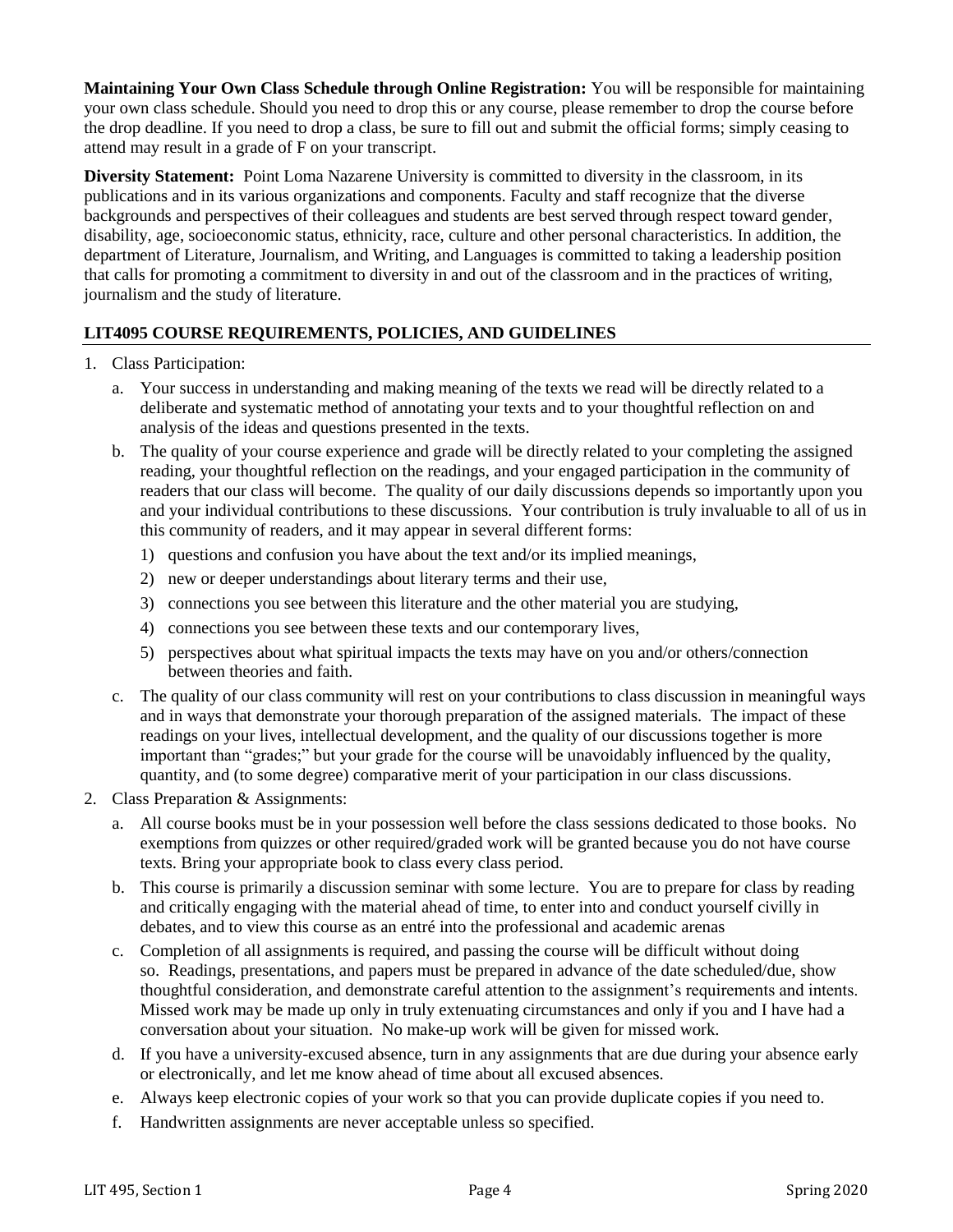**Maintaining Your Own Class Schedule through Online Registration:** You will be responsible for maintaining your own class schedule. Should you need to drop this or any course, please remember to drop the course before the drop deadline. If you need to drop a class, be sure to fill out and submit the official forms; simply ceasing to attend may result in a grade of F on your transcript.

**Diversity Statement:** Point Loma Nazarene University is committed to diversity in the classroom, in its publications and in its various organizations and components. Faculty and staff recognize that the diverse backgrounds and perspectives of their colleagues and students are best served through respect toward gender, disability, age, socioeconomic status, ethnicity, race, culture and other personal characteristics. In addition, the department of Literature, Journalism, and Writing, and Languages is committed to taking a leadership position that calls for promoting a commitment to diversity in and out of the classroom and in the practices of writing, journalism and the study of literature.

## LIT4095 COURSE REQUIREMENTS, POLICIES, AND GUIDELINES

1. Class Participation:
   a. Your success in understanding and making meaning of the texts we read will be directly related to a deliberate and systematic method of annotating your texts and to your thoughtful reflection on and analysis of the ideas and questions presented in the texts.
   b. The quality of your course experience and grade will be directly related to your completing the assigned reading, your thoughtful reflection on the readings, and your engaged participation in the community of readers that our class will become. The quality of our daily discussions depends so importantly upon you and your individual contributions to these discussions. Your contribution is truly invaluable to all of us in this community of readers, and it may appear in several different forms:
      1) questions and confusion you have about the text and/or its implied meanings,
      2) new or deeper understandings about literary terms and their use,
      3) connections you see between this literature and the other material you are studying,
      4) connections you see between these texts and our contemporary lives,
      5) perspectives about what spiritual impacts the texts may have on you and/or others/connection between theories and faith.
   c. The quality of our class community will rest on your contributions to class discussion in meaningful ways and in ways that demonstrate your thorough preparation of the assigned materials. The impact of these readings on your lives, intellectual development, and the quality of our discussions together is more important than "grades;" but your grade for the course will be unavoidably influenced by the quality, quantity, and (to some degree) comparative merit of your participation in our class discussions.
2. Class Preparation & Assignments:
   a. All course books must be in your possession well before the class sessions dedicated to those books. No exemptions from quizzes or other required/graded work will be granted because you do not have course texts. Bring your appropriate book to class every class period.
   b. This course is primarily a discussion seminar with some lecture. You are to prepare for class by reading and critically engaging with the material ahead of time, to enter into and conduct yourself civilly in debates, and to view this course as an entré into the professional and academic arenas
   c. Completion of all assignments is required, and passing the course will be difficult without doing so. Readings, presentations, and papers must be prepared in advance of the date scheduled/due, show thoughtful consideration, and demonstrate careful attention to the assignment's requirements and intents. Missed work may be made up only in truly extenuating circumstances and only if you and I have had a conversation about your situation. No make-up work will be given for missed work.
   d. If you have a university-excused absence, turn in any assignments that are due during your absence early or electronically, and let me know ahead of time about all excused absences.
   e. Always keep electronic copies of your work so that you can provide duplicate copies if you need to.
   f. Handwritten assignments are never acceptable unless so specified.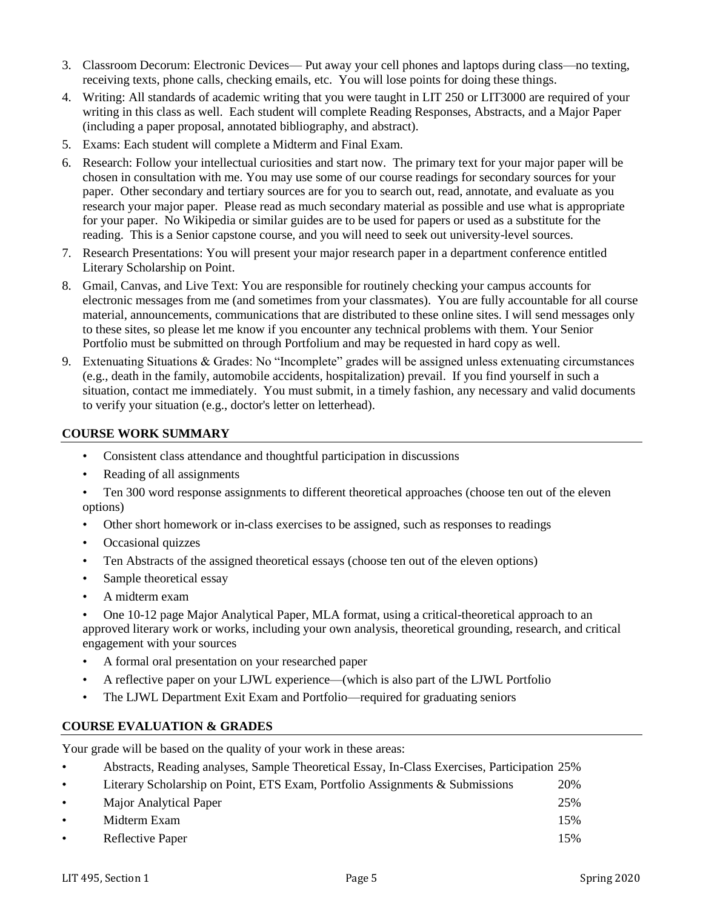3. Classroom Decorum: Electronic Devices— Put away your cell phones and laptops during class—no texting, receiving texts, phone calls, checking emails, etc. You will lose points for doing these things.
4. Writing: All standards of academic writing that you were taught in LIT 250 or LIT3000 are required of your writing in this class as well. Each student will complete Reading Responses, Abstracts, and a Major Paper (including a paper proposal, annotated bibliography, and abstract).
5. Exams: Each student will complete a Midterm and Final Exam.
6. Research: Follow your intellectual curiosities and start now. The primary text for your major paper will be chosen in consultation with me. You may use some of our course readings for secondary sources for your paper. Other secondary and tertiary sources are for you to search out, read, annotate, and evaluate as you research your major paper. Please read as much secondary material as possible and use what is appropriate for your paper. No Wikipedia or similar guides are to be used for papers or used as a substitute for the reading. This is a Senior capstone course, and you will need to seek out university-level sources.
7. Research Presentations: You will present your major research paper in a department conference entitled Literary Scholarship on Point.
8. Gmail, Canvas, and Live Text: You are responsible for routinely checking your campus accounts for electronic messages from me (and sometimes from your classmates). You are fully accountable for all course material, announcements, communications that are distributed to these online sites. I will send messages only to these sites, so please let me know if you encounter any technical problems with them. Your Senior Portfolio must be submitted on through Portfolium and may be requested in hard copy as well.
9. Extenuating Situations & Grades: No "Incomplete" grades will be assigned unless extenuating circumstances (e.g., death in the family, automobile accidents, hospitalization) prevail. If you find yourself in such a situation, contact me immediately. You must submit, in a timely fashion, any necessary and valid documents to verify your situation (e.g., doctor's letter on letterhead).

## COURSE WORK SUMMARY

- Consistent class attendance and thoughtful participation in discussions
- Reading of all assignments
- Ten 300 word response assignments to different theoretical approaches (choose ten out of the eleven options)
- Other short homework or in-class exercises to be assigned, such as responses to readings
- Occasional quizzes
- Ten Abstracts of the assigned theoretical essays (choose ten out of the eleven options)
- Sample theoretical essay
- A midterm exam
- One 10-12 page Major Analytical Paper, MLA format, using a critical-theoretical approach to an approved literary work or works, including your own analysis, theoretical grounding, research, and critical engagement with your sources
- A formal oral presentation on your researched paper
- A reflective paper on your LJWL experience—(which is also part of the LJWL Portfolio
- The LJWL Department Exit Exam and Portfolio—required for graduating seniors

## COURSE EVALUATION & GRADES

Your grade will be based on the quality of your work in these areas:

- Abstracts, Reading analyses, Sample Theoretical Essay, In-Class Exercises, Participation 25%
- Literary Scholarship on Point, ETS Exam, Portfolio Assignments & Submissions 20%
- Major Analytical Paper 25%
- Midterm Exam 15%
- Reflective Paper 15%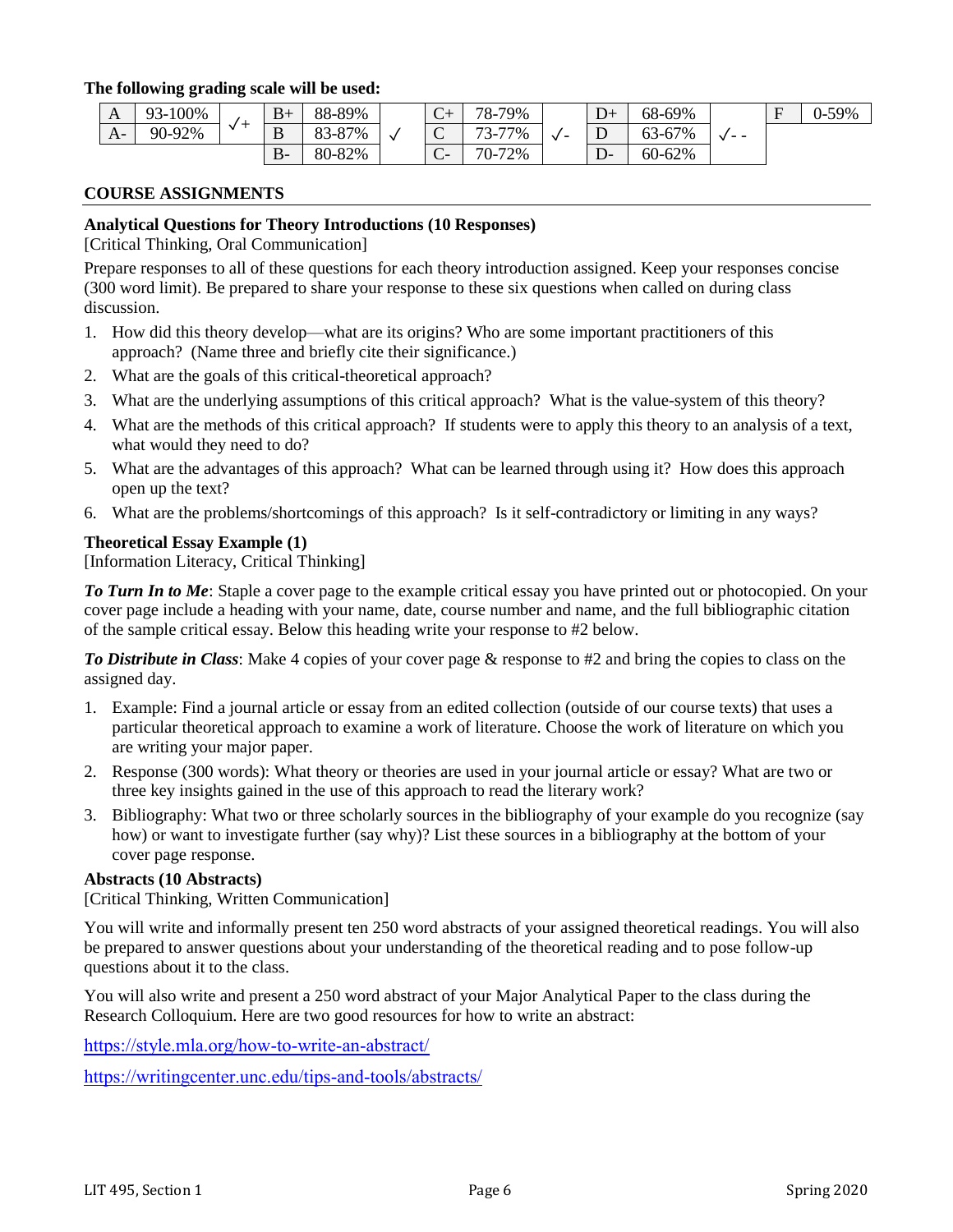**The following grading scale will be used:**

| | | | | | | | | | | | | | | |
|---|---|---|---|---|---|---|---|---|---|---|---|---|---|---|
| A | 93-100% | √+ | B+ | 88-89% | √ | C+ | 78-79% | √- | D+ | 68-69% | √- - | F | 0-59% |
| A- | 90-92% | | B | 83-87% | | C | 73-77% | | D | 63-67% | | | |
| | | | B- | 80-82% | | C- | 70-72% | | D- | 60-62% | | | |

## COURSE ASSIGNMENTS

**Analytical Questions for Theory Introductions (10 Responses)**
[Critical Thinking, Oral Communication]

Prepare responses to all of these questions for each theory introduction assigned. Keep your responses concise (300 word limit). Be prepared to share your response to these six questions when called on during class discussion.

1. How did this theory develop—what are its origins? Who are some important practitioners of this approach? (Name three and briefly cite their significance.)
2. What are the goals of this critical-theoretical approach?
3. What are the underlying assumptions of this critical approach? What is the value-system of this theory?
4. What are the methods of this critical approach? If students were to apply this theory to an analysis of a text, what would they need to do?
5. What are the advantages of this approach? What can be learned through using it? How does this approach open up the text?
6. What are the problems/shortcomings of this approach? Is it self-contradictory or limiting in any ways?

**Theoretical Essay Example (1)**
[Information Literacy, Critical Thinking]

***To Turn In to Me***: Staple a cover page to the example critical essay you have printed out or photocopied. On your cover page include a heading with your name, date, course number and name, and the full bibliographic citation of the sample critical essay. Below this heading write your response to #2 below.

***To Distribute in Class***: Make 4 copies of your cover page & response to #2 and bring the copies to class on the assigned day.

1. Example: Find a journal article or essay from an edited collection (outside of our course texts) that uses a particular theoretical approach to examine a work of literature. Choose the work of literature on which you are writing your major paper.
2. Response (300 words): What theory or theories are used in your journal article or essay? What are two or three key insights gained in the use of this approach to read the literary work?
3. Bibliography: What two or three scholarly sources in the bibliography of your example do you recognize (say how) or want to investigate further (say why)? List these sources in a bibliography at the bottom of your cover page response.

**Abstracts (10 Abstracts)**
[Critical Thinking, Written Communication]

You will write and informally present ten 250 word abstracts of your assigned theoretical readings. You will also be prepared to answer questions about your understanding of the theoretical reading and to pose follow-up questions about it to the class.

You will also write and present a 250 word abstract of your Major Analytical Paper to the class during the Research Colloquium. Here are two good resources for how to write an abstract:

https://style.mla.org/how-to-write-an-abstract/

https://writingcenter.unc.edu/tips-and-tools/abstracts/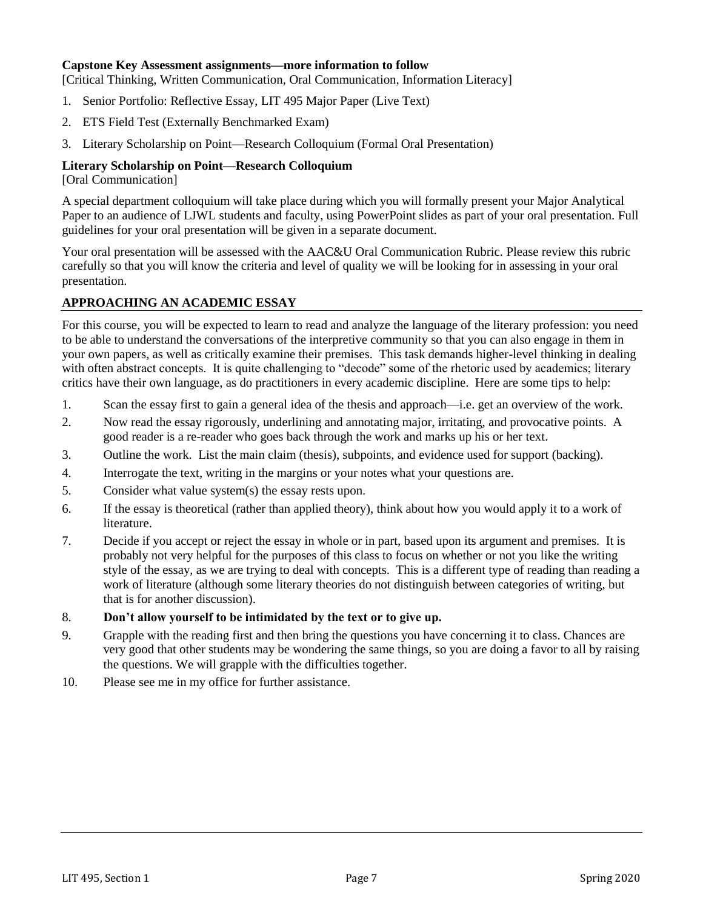**Capstone Key Assessment assignments—more information to follow**

[Critical Thinking, Written Communication, Oral Communication, Information Literacy]

1. Senior Portfolio: Reflective Essay, LIT 495 Major Paper (Live Text)
2. ETS Field Test (Externally Benchmarked Exam)
3. Literary Scholarship on Point—Research Colloquium (Formal Oral Presentation)

**Literary Scholarship on Point—Research Colloquium**

[Oral Communication]

A special department colloquium will take place during which you will formally present your Major Analytical Paper to an audience of LJWL students and faculty, using PowerPoint slides as part of your oral presentation. Full guidelines for your oral presentation will be given in a separate document.

Your oral presentation will be assessed with the AAC&U Oral Communication Rubric. Please review this rubric carefully so that you will know the criteria and level of quality we will be looking for in assessing in your oral presentation.

## APPROACHING AN ACADEMIC ESSAY

For this course, you will be expected to learn to read and analyze the language of the literary profession: you need to be able to understand the conversations of the interpretive community so that you can also engage in them in your own papers, as well as critically examine their premises. This task demands higher-level thinking in dealing with often abstract concepts. It is quite challenging to "decode" some of the rhetoric used by academics; literary critics have their own language, as do practitioners in every academic discipline. Here are some tips to help:

1. Scan the essay first to gain a general idea of the thesis and approach—i.e. get an overview of the work.
2. Now read the essay rigorously, underlining and annotating major, irritating, and provocative points. A good reader is a re-reader who goes back through the work and marks up his or her text.
3. Outline the work. List the main claim (thesis), subpoints, and evidence used for support (backing).
4. Interrogate the text, writing in the margins or your notes what your questions are.
5. Consider what value system(s) the essay rests upon.
6. If the essay is theoretical (rather than applied theory), think about how you would apply it to a work of literature.
7. Decide if you accept or reject the essay in whole or in part, based upon its argument and premises. It is probably not very helpful for the purposes of this class to focus on whether or not you like the writing style of the essay, as we are trying to deal with concepts. This is a different type of reading than reading a work of literature (although some literary theories do not distinguish between categories of writing, but that is for another discussion).
8. **Don't allow yourself to be intimidated by the text or to give up.**
9. Grapple with the reading first and then bring the questions you have concerning it to class. Chances are very good that other students may be wondering the same things, so you are doing a favor to all by raising the questions. We will grapple with the difficulties together.
10. Please see me in my office for further assistance.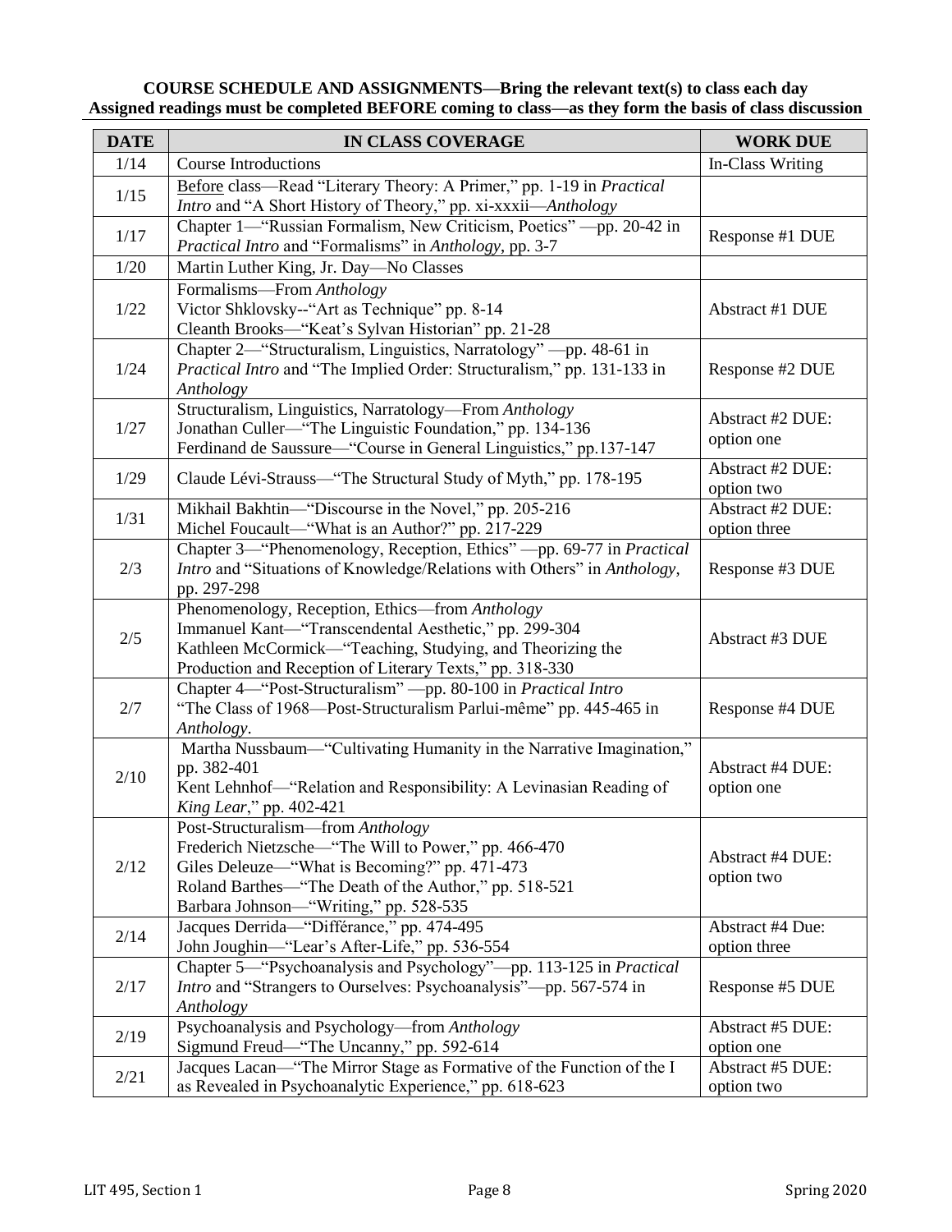**COURSE SCHEDULE AND ASSIGNMENTS—Bring the relevant text(s) to class each day**
**Assigned readings must be completed BEFORE coming to class—as they form the basis of class discussion**

| DATE | IN CLASS COVERAGE | WORK DUE |
|---|---|---|
| 1/14 | Course Introductions | In-Class Writing |
| 1/15 | Before class—Read "Literary Theory: A Primer," pp. 1-19 in *Practical Intro* and "A Short History of Theory," pp. xi-xxxii—*Anthology* | |
| 1/17 | Chapter 1—"Russian Formalism, New Criticism, Poetics" —pp. 20-42 in *Practical Intro* and "Formalisms" in *Anthology*, pp. 3-7 | Response #1 DUE |
| 1/20 | Martin Luther King, Jr. Day—No Classes | |
| 1/22 | Formalisms—From *Anthology*<br>Victor Shklovsky--"Art as Technique" pp. 8-14<br>Cleanth Brooks—"Keat's Sylvan Historian" pp. 21-28 | Abstract #1 DUE |
| 1/24 | Chapter 2—"Structuralism, Linguistics, Narratology" —pp. 48-61 in *Practical Intro* and "The Implied Order: Structuralism," pp. 131-133 in *Anthology* | Response #2 DUE |
| 1/27 | Structuralism, Linguistics, Narratology—From *Anthology*<br>Jonathan Culler—"The Linguistic Foundation," pp. 134-136<br>Ferdinand de Saussure—"Course in General Linguistics," pp.137-147 | Abstract #2 DUE: option one |
| 1/29 | Claude Lévi-Strauss—"The Structural Study of Myth," pp. 178-195 | Abstract #2 DUE: option two |
| 1/31 | Mikhail Bakhtin—"Discourse in the Novel," pp. 205-216<br>Michel Foucault—"What is an Author?" pp. 217-229 | Abstract #2 DUE: option three |
| 2/3 | Chapter 3—"Phenomenology, Reception, Ethics" —pp. 69-77 in *Practical Intro* and "Situations of Knowledge/Relations with Others" in *Anthology*, pp. 297-298 | Response #3 DUE |
| 2/5 | Phenomenology, Reception, Ethics—from *Anthology*<br>Immanuel Kant—"Transcendental Aesthetic," pp. 299-304<br>Kathleen McCormick—"Teaching, Studying, and Theorizing the Production and Reception of Literary Texts," pp. 318-330 | Abstract #3 DUE |
| 2/7 | Chapter 4—"Post-Structuralism" —pp. 80-100 in *Practical Intro*<br>"The Class of 1968—Post-Structuralism Parlui-même" pp. 445-465 in *Anthology*. | Response #4 DUE |
| 2/10 | Martha Nussbaum—"Cultivating Humanity in the Narrative Imagination," pp. 382-401<br>Kent Lehnhof—"Relation and Responsibility: A Levinasian Reading of *King Lear*," pp. 402-421 | Abstract #4 DUE: option one |
| 2/12 | Post-Structuralism—from *Anthology*<br>Frederich Nietzsche—"The Will to Power," pp. 466-470<br>Giles Deleuze—"What is Becoming?" pp. 471-473<br>Roland Barthes—"The Death of the Author," pp. 518-521<br>Barbara Johnson—"Writing," pp. 528-535 | Abstract #4 DUE: option two |
| 2/14 | Jacques Derrida—"Différance," pp. 474-495<br>John Joughin—"Lear's After-Life," pp. 536-554 | Abstract #4 Due: option three |
| 2/17 | Chapter 5—"Psychoanalysis and Psychology"—pp. 113-125 in *Practical Intro* and "Strangers to Ourselves: Psychoanalysis"—pp. 567-574 in *Anthology* | Response #5 DUE |
| 2/19 | Psychoanalysis and Psychology—from *Anthology*<br>Sigmund Freud—"The Uncanny," pp. 592-614 | Abstract #5 DUE: option one |
| 2/21 | Jacques Lacan—"The Mirror Stage as Formative of the Function of the I as Revealed in Psychoanalytic Experience," pp. 618-623 | Abstract #5 DUE: option two |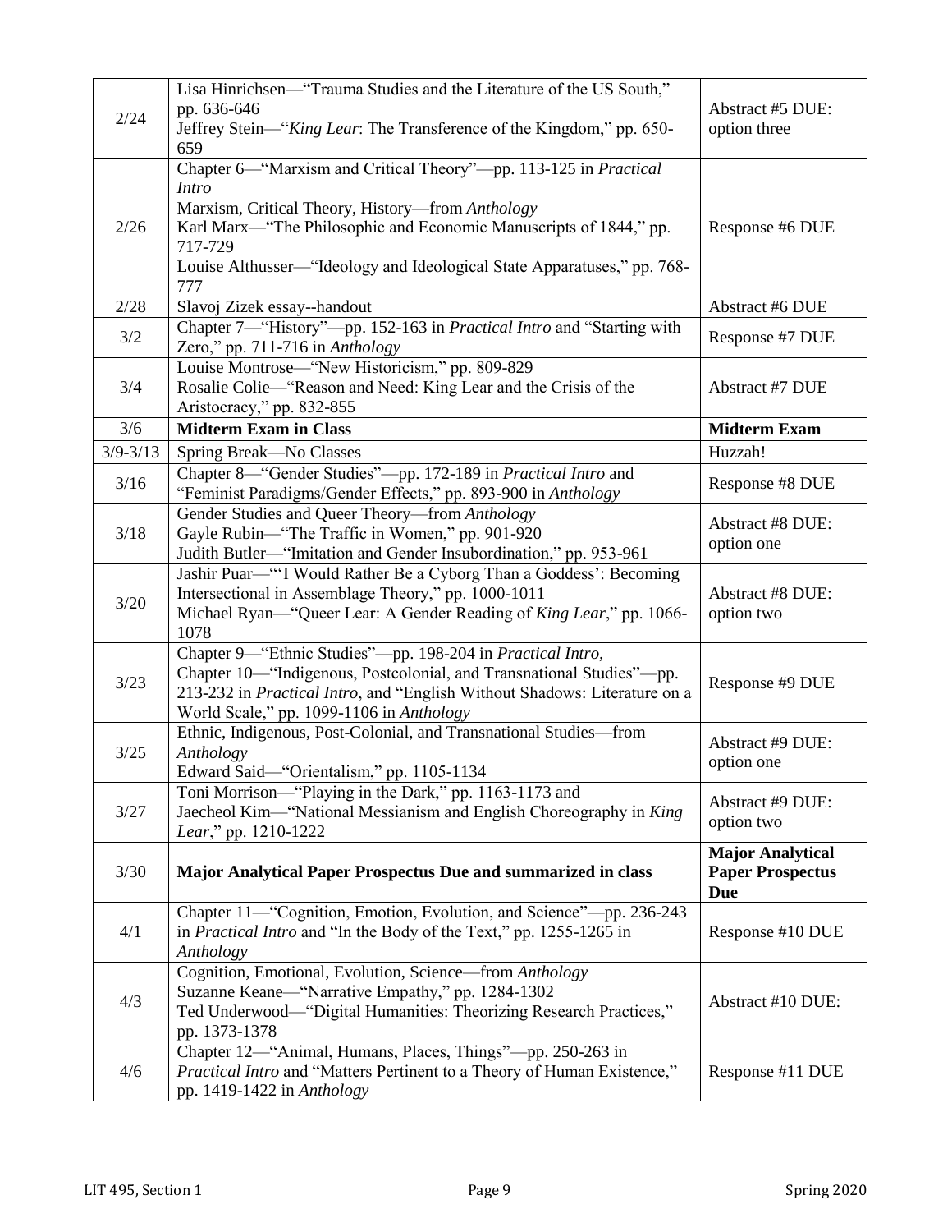| | | |
|---|---|---|
| 2/24 | Lisa Hinrichsen—"Trauma Studies and the Literature of the US South," pp. 636-646<br>Jeffrey Stein—"*King Lear*: The Transference of the Kingdom," pp. 650-659 | Abstract #5 DUE: option three |
| 2/26 | Chapter 6—"Marxism and Critical Theory"—pp. 113-125 in *Practical Intro*<br>Marxism, Critical Theory, History—from *Anthology*<br>Karl Marx—"The Philosophic and Economic Manuscripts of 1844," pp. 717-729<br>Louise Althusser—"Ideology and Ideological State Apparatuses," pp. 768-777 | Response #6 DUE |
| 2/28 | Slavoj Zizek essay--handout | Abstract #6 DUE |
| 3/2 | Chapter 7—"History"—pp. 152-163 in *Practical Intro* and "Starting with Zero," pp. 711-716 in *Anthology* | Response #7 DUE |
| 3/4 | Louise Montrose—"New Historicism," pp. 809-829<br>Rosalie Colie—"Reason and Need: King Lear and the Crisis of the Aristocracy," pp. 832-855 | Abstract #7 DUE |
| 3/6 | **Midterm Exam in Class** | **Midterm Exam** |
| 3/9-3/13 | Spring Break—No Classes | Huzzah! |
| 3/16 | Chapter 8—"Gender Studies"—pp. 172-189 in *Practical Intro* and "Feminist Paradigms/Gender Effects," pp. 893-900 in *Anthology* | Response #8 DUE |
| 3/18 | Gender Studies and Queer Theory—from *Anthology*<br>Gayle Rubin—"The Traffic in Women," pp. 901-920<br>Judith Butler—"Imitation and Gender Insubordination," pp. 953-961 | Abstract #8 DUE: option one |
| 3/20 | Jashir Puar—"'I Would Rather Be a Cyborg Than a Goddess': Becoming Intersectional in Assemblage Theory," pp. 1000-1011<br>Michael Ryan—"Queer Lear: A Gender Reading of *King Lear*," pp. 1066-1078 | Abstract #8 DUE: option two |
| 3/23 | Chapter 9—"Ethnic Studies"—pp. 198-204 in *Practical Intro,*<br>Chapter 10—"Indigenous, Postcolonial, and Transnational Studies"—pp. 213-232 in *Practical Intro*, and "English Without Shadows: Literature on a World Scale," pp. 1099-1106 in *Anthology* | Response #9 DUE |
| 3/25 | Ethnic, Indigenous, Post-Colonial, and Transnational Studies—from *Anthology*<br>Edward Said—"Orientalism," pp. 1105-1134 | Abstract #9 DUE: option one |
| 3/27 | Toni Morrison—"Playing in the Dark," pp. 1163-1173 and<br>Jaecheol Kim—"National Messianism and English Choreography in *King Lear*," pp. 1210-1222 | Abstract #9 DUE: option two |
| 3/30 | **Major Analytical Paper Prospectus Due and summarized in class** | **Major Analytical Paper Prospectus Due** |
| 4/1 | Chapter 11—"Cognition, Emotion, Evolution, and Science"—pp. 236-243 in *Practical Intro* and "In the Body of the Text," pp. 1255-1265 in *Anthology* | Response #10 DUE |
| 4/3 | Cognition, Emotional, Evolution, Science—from *Anthology*<br>Suzanne Keane—"Narrative Empathy," pp. 1284-1302<br>Ted Underwood—"Digital Humanities: Theorizing Research Practices," pp. 1373-1378 | Abstract #10 DUE: |
| 4/6 | Chapter 12—"Animal, Humans, Places, Things"—pp. 250-263 in *Practical Intro* and "Matters Pertinent to a Theory of Human Existence," pp. 1419-1422 in *Anthology* | Response #11 DUE |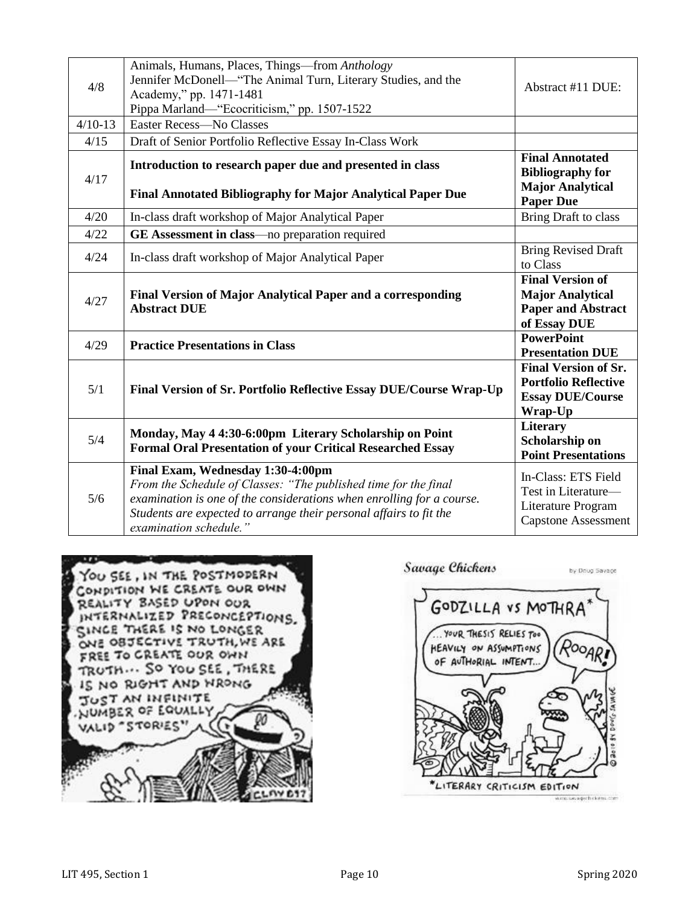| | | |
|---|---|---|
| 4/8 | Animals, Humans, Places, Things—from *Anthology*<br>Jennifer McDonell—"The Animal Turn, Literary Studies, and the Academy," pp. 1471-1481<br>Pippa Marland—"Ecocriticism," pp. 1507-1522 | Abstract #11 DUE: |
| 4/10-13 | Easter Recess—No Classes | |
| 4/15 | Draft of Senior Portfolio Reflective Essay In-Class Work | |
| 4/17 | **Introduction to research paper due and presented in class**<br><br>**Final Annotated Bibliography for Major Analytical Paper Due** | **Final Annotated Bibliography for Major Analytical Paper Due** |
| 4/20 | In-class draft workshop of Major Analytical Paper | Bring Draft to class |
| 4/22 | **GE Assessment in class**—no preparation required | |
| 4/24 | In-class draft workshop of Major Analytical Paper | Bring Revised Draft to Class |
| 4/27 | **Final Version of Major Analytical Paper and a corresponding Abstract DUE** | **Final Version of Major Analytical Paper and Abstract of Essay DUE** |
| 4/29 | **Practice Presentations in Class** | **PowerPoint Presentation DUE** |
| 5/1 | **Final Version of Sr. Portfolio Reflective Essay DUE/Course Wrap-Up** | **Final Version of Sr. Portfolio Reflective Essay DUE/Course Wrap-Up** |
| 5/4 | **Monday, May 4 4:30-6:00pm Literary Scholarship on Point**<br>**Formal Oral Presentation of your Critical Researched Essay** | **Literary Scholarship on Point Presentations** |
| 5/6 | **Final Exam, Wednesday 1:30-4:00pm**<br>*From the Schedule of Classes: "The published time for the final examination is one of the considerations when enrolling for a course. Students are expected to arrange their personal affairs to fit the examination schedule."* | In-Class: ETS Field Test in Literature—Literature Program Capstone Assessment |